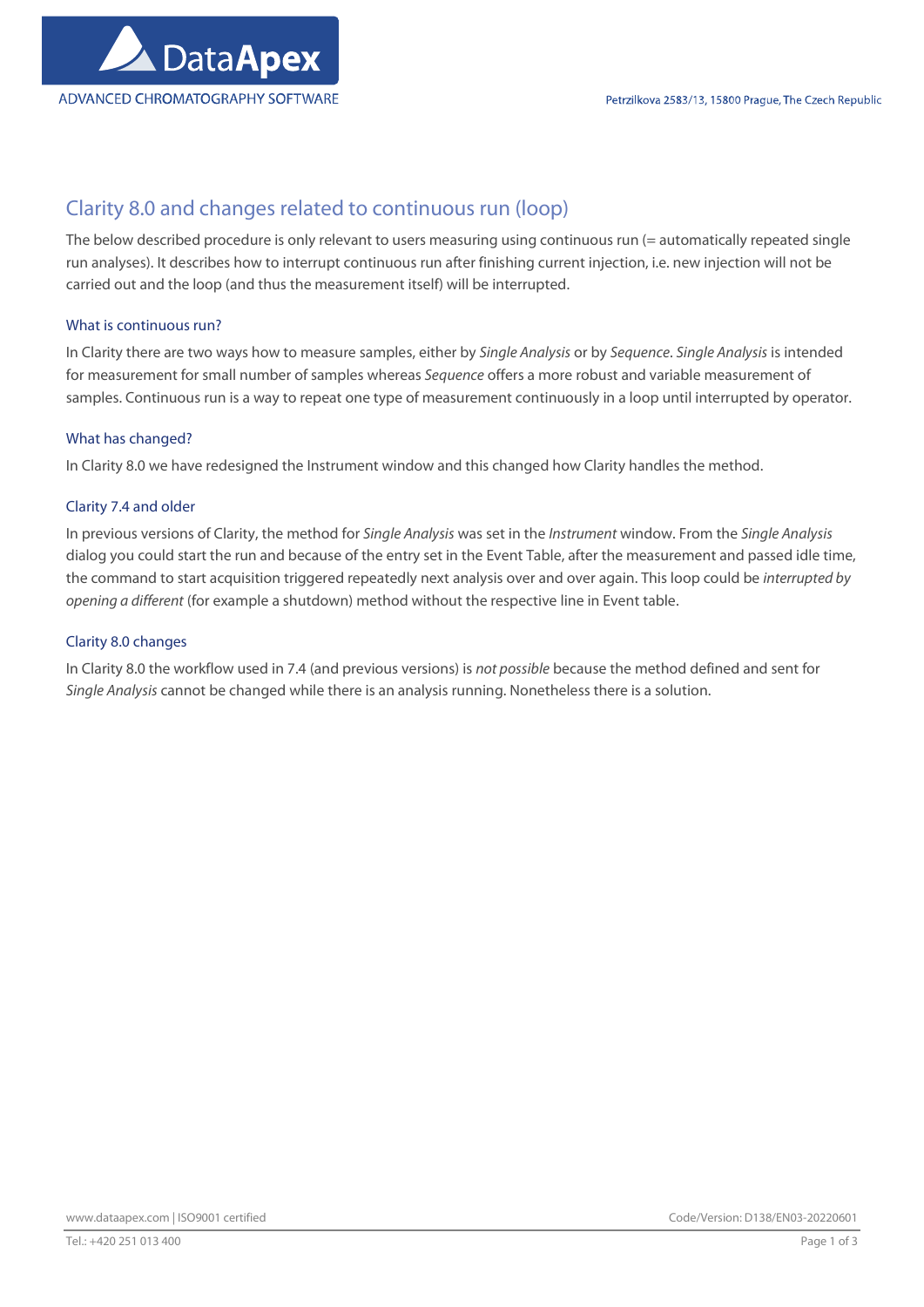# Clarity 8.0 and changes related to continuous run (loop)

The below described procedure is only relevant to users measuring using continuous run (= automatically repeated single run analyses). It describes how to interrupt continuous run after finishing current injection, i.e. new injection will not be carried out and the loop (and thus the measurement itself) will be interrupted.

## What is continuous run?

In Clarity there are two ways how to measure samples, either by *Single Analysis* or by *Sequence*. *Single Analysis* is intended for measurement for small number of samples whereas *Sequence* offers a more robust and variable measurement of samples. Continuous run is a way to repeat one type of measurement continuously in a loop until interrupted by operator.

## What has changed?

In Clarity 8.0 we have redesigned the Instrument window and this changed how Clarity handles the method.

## Clarity 7.4 and older

In previous versions of Clarity, the method for *Single Analysis* was set in the *Instrument* window. From the *Single Analysis* dialog you could start the run and because of the entry set in the Event Table, after the measurement and passed idle time, the command to start acquisition triggered repeatedly next analysis over and over again. This loop could be *interrupted by opening a different* (for example a shutdown) method without the respective line in Event table.

## Clarity 8.0 changes

In Clarity 8.0 the workflow used in 7.4 (and previous versions) is *not possible* because the method defined and sent for *Single Analysis* cannot be changed while there is an analysis running. Nonetheless there is a solution.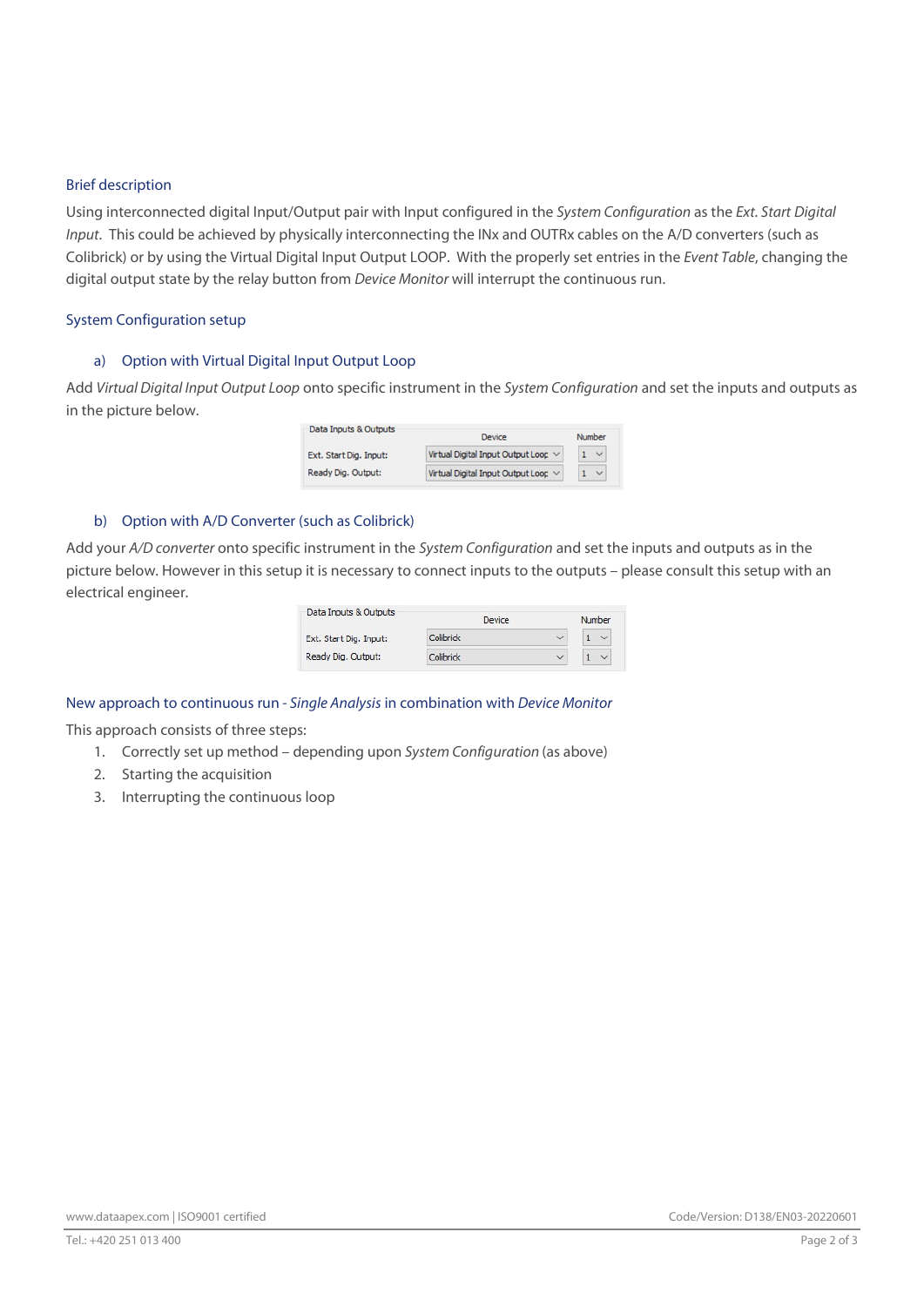## Brief description

Using interconnected digital Input/Output pair with Input configured in the *System Configuration* as the *Ext. Start Digital Input*. This could be achieved by physically interconnecting the INx and OUTRx cables on the A/D converters (such as Colibrick) or by using the Virtual Digital Input Output LOOP. With the properly set entries in the *Event Table*, changing the digital output state by the relay button from *Device Monitor* will interrupt the continuous run.

## System Configuration setup

### a) Option with Virtual Digital Input Output Loop

Add *Virtual Digital Input Output Loop* onto specific instrument in the *System Configuration* and set the inputs and outputs as in the picture below.

| Data Inputs & Outputs | Device | Number |
|---|---|---|
| Ext. Start Dig. Input: | Virtual Digital Input Output Loop | 1 |
| Ready Dig. Output: | Virtual Digital Input Output Loop | 1 |

### b) Option with A/D Converter (such as Colibrick)

Add your *A/D converter* onto specific instrument in the *System Configuration* and set the inputs and outputs as in the picture below. However in this setup it is necessary to connect inputs to the outputs – please consult this setup with an electrical engineer.

| Data Inputs & Outputs | Device | Number |
|---|---|---|
| Ext. Start Dig. Input: | Colibrick | 1 |
| Ready Dig. Output: | Colibrick | 1 |

## New approach to continuous run - *Single Analysis* in combination with *Device Monitor*

This approach consists of three steps:

1. Correctly set up method – depending upon *System Configuration* (as above)
2. Starting the acquisition
3. Interrupting the continuous loop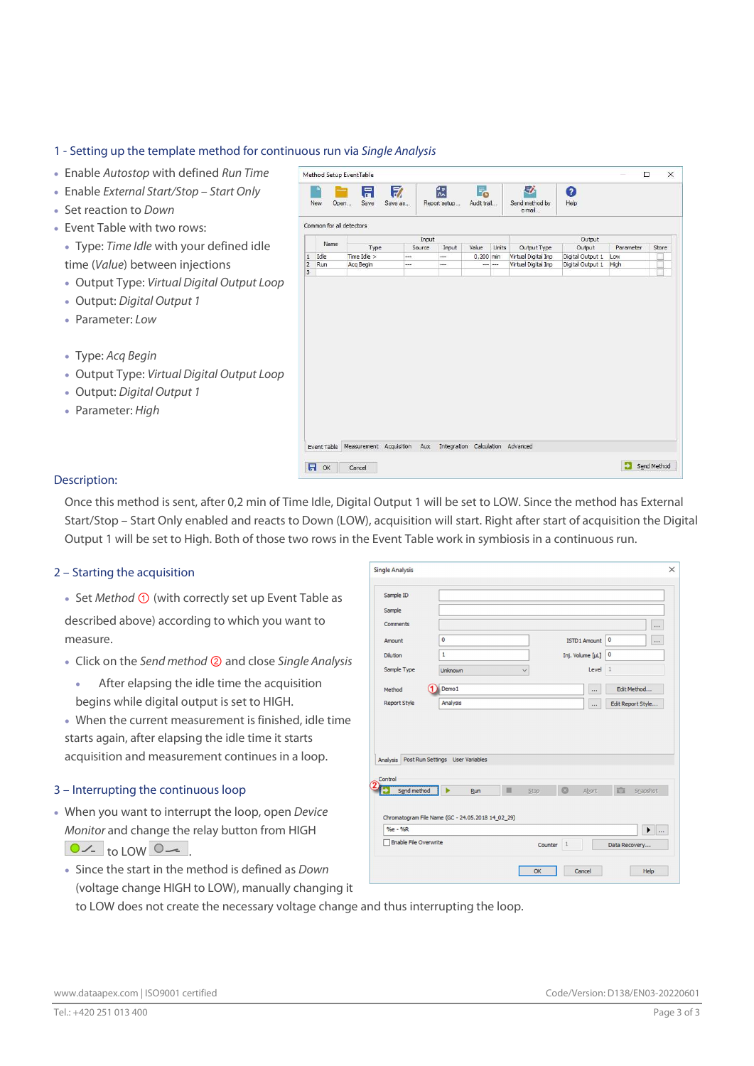## 1 - Setting up the template method for continuous run via *Single Analysis*

- Enable *Autostop* with defined *Run Time*
- Enable *External Start/Stop – Start Only*
- Set reaction to *Down*
- Event Table with two rows:
  - Type: *Time Idle* with your defined idle time (*Value*) between injections
  - Output Type: *Virtual Digital Output Loop*
  - Output: *Digital Output 1*
  - Parameter: *Low*

  - Type: *Acq Begin*
  - Output Type: *Virtual Digital Output Loop*
  - Output: *Digital Output 1*
  - Parameter: *High*

### Description:

Once this method is sent, after 0,2 min of Time Idle, Digital Output 1 will be set to LOW. Since the method has External Start/Stop – Start Only enabled and reacts to Down (LOW), acquisition will start. Right after start of acquisition the Digital Output 1 will be set to High. Both of those two rows in the Event Table work in symbiosis in a continuous run.

## 2 – Starting the acquisition

- Set *Method* ① (with correctly set up Event Table as described above) according to which you want to measure.
- Click on the *Send method* ② and close *Single Analysis*
  - After elapsing the idle time the acquisition begins while digital output is set to HIGH.
- When the current measurement is finished, idle time starts again, after elapsing the idle time it starts acquisition and measurement continues in a loop.

## 3 – Interrupting the continuous loop

- When you want to interrupt the loop, open *Device Monitor* and change the relay button from HIGH to LOW .
- Since the start in the method is defined as *Down* (voltage change HIGH to LOW), manually changing it to LOW does not create the necessary voltage change and thus interrupting the loop.

www.dataapex.com | ISO9001 certified

Code/Version: D138/EN03-20220601

Tel.: +420 251 013 400